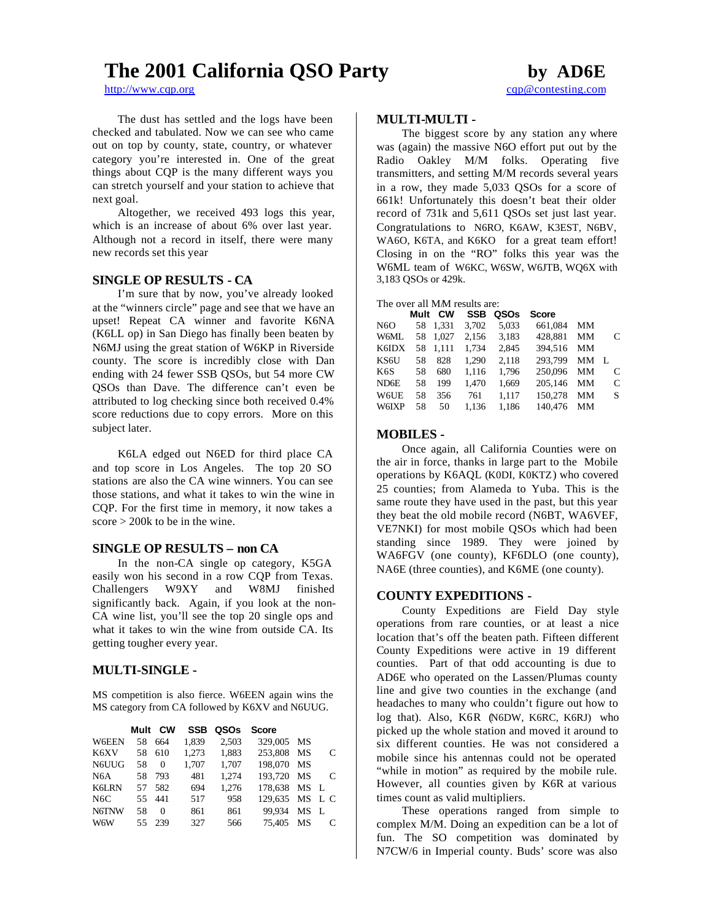# The 2001 California QSO Party

**by AD6E**

http://www.cqp.org

cqp@contesting.com

The dust has settled and the logs have been checked and tabulated. Now we can see who came out on top by county, state, country, or whatever category you're interested in. One of the great things about CQP is the many different ways you can stretch yourself and your station to achieve that next goal.

Altogether, we received 493 logs this year, which is an increase of about 6% over last year. Although not a record in itself, there were many new records set this year

## SINGLE OP RESULTS - CA

I'm sure that by now, you've already looked at the "winners circle" page and see that we have an upset! Repeat CA winner and favorite K6NA (K6LL op) in San Diego has finally been beaten by N6MJ using the great station of W6KP in Riverside county. The score is incredibly close with Dan ending with 24 fewer SSB QSOs, but 54 more CW QSOs than Dave. The difference can't even be attributed to log checking since both received 0.4% score reductions due to copy errors. More on this subject later.

K6LA edged out N6ED for third place CA and top score in Los Angeles. The top 20 SO stations are also the CA wine winners. You can see those stations, and what it takes to win the wine in CQP. For the first time in memory, it now takes a score > 200k to be in the wine.

## SINGLE OP RESULTS – non CA

In the non-CA single op category, K5GA easily won his second in a row CQP from Texas. Challengers W9XY and W8MJ finished significantly back. Again, if you look at the non-CA wine list, you'll see the top 20 single ops and what it takes to win the wine from outside CA. Its getting tougher every year.

## MULTI-SINGLE -

MS competition is also fierce. W6EEN again wins the MS category from CA followed by K6XV and N6UUG.

| | Mult | CW | SSB | QSOs | Score | | | |
|---|---|---|---|---|---|---|---|---|
| W6EEN | 58 | 664 | 1,839 | 2,503 | 329,005 | MS | | |
| K6XV | 58 | 610 | 1,273 | 1,883 | 253,808 | MS | | C |
| N6UUG | 58 | 0 | 1,707 | 1,707 | 198,070 | MS | | |
| N6A | 58 | 793 | 481 | 1,274 | 193,720 | MS | | C |
| K6LRN | 57 | 582 | 694 | 1,276 | 178,638 | MS | L | |
| N6C | 55 | 441 | 517 | 958 | 129,635 | MS | L | C |
| N6TNW | 58 | 0 | 861 | 861 | 99,934 | MS | L | |
| W6W | 55 | 239 | 327 | 566 | 75,405 | MS | | C |

## MULTI-MULTI -

The biggest score by any station any where was (again) the massive N6O effort put out by the Radio Oakley M/M folks. Operating five transmitters, and setting M/M records several years in a row, they made 5,033 QSOs for a score of 661k! Unfortunately this doesn't beat their older record of 731k and 5,611 QSOs set just last year. Congratulations to N6RO, K6AW, K3EST, N6BV, WA6O, K6TA, and K6KO for a great team effort! Closing in on the "RO" folks this year was the W6ML team of W6KC, W6SW, W6JTB, WQ6X with 3,183 QSOs or 429k.

The over all M/M results are:

| | Mult | CW | SSB | QSOs | Score | | | |
|---|---|---|---|---|---|---|---|---|
| N6O | 58 | 1,331 | 3,702 | 5,033 | 661,084 | MM | | |
| W6ML | 58 | 1,027 | 2,156 | 3,183 | 428,881 | MM | | C |
| K6IDX | 58 | 1,111 | 1,734 | 2,845 | 394,516 | MM | | |
| KS6U | 58 | 828 | 1,290 | 2,118 | 293,799 | MM | L | |
| K6S | 58 | 680 | 1,116 | 1,796 | 250,096 | MM | | C |
| ND6E | 58 | 199 | 1,470 | 1,669 | 205,146 | MM | | C |
| W6UE | 58 | 356 | 761 | 1,117 | 150,278 | MM | | S |
| W6IXP | 58 | 50 | 1,136 | 1,186 | 140,476 | MM | | |

## MOBILES -

Once again, all California Counties were on the air in force, thanks in large part to the Mobile operations by K6AQL (K0DI, K0KTZ) who covered 25 counties; from Alameda to Yuba. This is the same route they have used in the past, but this year they beat the old mobile record (N6BT, WA6VEF, VE7NKI) for most mobile QSOs which had been standing since 1989. They were joined by WA6FGV (one county), KF6DLO (one county), NA6E (three counties), and K6ME (one county).

## COUNTY EXPEDITIONS -

County Expeditions are Field Day style operations from rare counties, or at least a nice location that's off the beaten path. Fifteen different County Expeditions were active in 19 different counties. Part of that odd accounting is due to AD6E who operated on the Lassen/Plumas county line and give two counties in the exchange (and headaches to many who couldn't figure out how to log that). Also, K6R (N6DW, K6RC, K6RJ) who picked up the whole station and moved it around to six different counties. He was not considered a mobile since his antennas could not be operated "while in motion" as required by the mobile rule. However, all counties given by K6R at various times count as valid multipliers.

These operations ranged from simple to complex M/M. Doing an expedition can be a lot of fun. The SO competition was dominated by N7CW/6 in Imperial county. Buds' score was also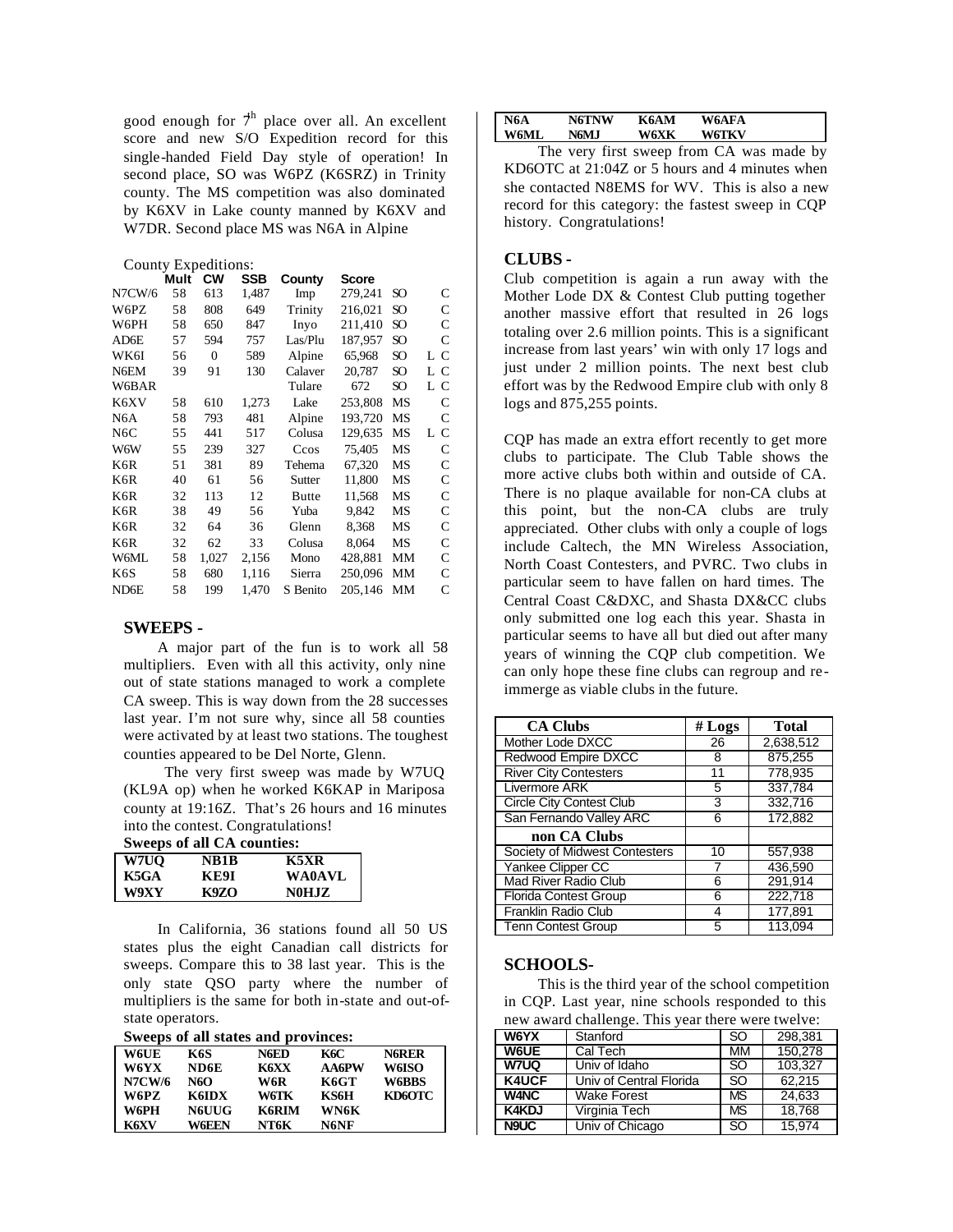good enough for 7th place over all. An excellent score and new S/O Expedition record for this single-handed Field Day style of operation! In second place, SO was W6PZ (K6SRZ) in Trinity county. The MS competition was also dominated by K6XV in Lake county manned by K6XV and W7DR. Second place MS was N6A in Alpine

County Expeditions:

| | Mult | CW | SSB | County | Score | | | |
|---|---|---|---|---|---|---|---|---|
| N7CW/6 | 58 | 613 | 1,487 | Imp | 279,241 | SO | | C |
| W6PZ | 58 | 808 | 649 | Trinity | 216,021 | SO | | C |
| W6PH | 58 | 650 | 847 | Inyo | 211,410 | SO | | C |
| AD6E | 57 | 594 | 757 | Las/Plu | 187,957 | SO | | C |
| WK6I | 56 | 0 | 589 | Alpine | 65,968 | SO | L | C |
| N6EM | 39 | 91 | 130 | Calaver | 20,787 | SO | L | C |
| W6BAR | | | | Tulare | 672 | SO | L | C |
| K6XV | 58 | 610 | 1,273 | Lake | 253,808 | MS | | C |
| N6A | 58 | 793 | 481 | Alpine | 193,720 | MS | | C |
| N6C | 55 | 441 | 517 | Colusa | 129,635 | MS | L | C |
| W6W | 55 | 239 | 327 | Ccos | 75,405 | MS | | C |
| K6R | 51 | 381 | 89 | Tehema | 67,320 | MS | | C |
| K6R | 40 | 61 | 56 | Sutter | 11,800 | MS | | C |
| K6R | 32 | 113 | 12 | Butte | 11,568 | MS | | C |
| K6R | 38 | 49 | 56 | Yuba | 9,842 | MS | | C |
| K6R | 32 | 64 | 36 | Glenn | 8,368 | MS | | C |
| K6R | 32 | 62 | 33 | Colusa | 8,064 | MS | | C |
| W6ML | 58 | 1,027 | 2,156 | Mono | 428,881 | MM | | C |
| K6S | 58 | 680 | 1,116 | Sierra | 250,096 | MM | | C |
| ND6E | 58 | 199 | 1,470 | S Benito | 205,146 | MM | | C |

## SWEEPS -

A major part of the fun is to work all 58 multipliers. Even with all this activity, only nine out of state stations managed to work a complete CA sweep. This is way down from the 28 successes last year. I'm not sure why, since all 58 counties were activated by at least two stations. The toughest counties appeared to be Del Norte, Glenn.

The very first sweep was made by W7UQ (KL9A op) when he worked K6KAP in Mariposa county at 19:16Z. That's 26 hours and 16 minutes into the contest. Congratulations!

**Sweeps of all CA counties:**

| | | |
|---|---|---|
| W7UQ | NB1B | K5XR |
| K5GA | KE9I | WA0AVL |
| W9XY | K9ZO | N0HJZ |

In California, 36 stations found all 50 US states plus the eight Canadian call districts for sweeps. Compare this to 38 last year. This is the only state QSO party where the number of multipliers is the same for both in-state and out-of-state operators.

**Sweeps of all states and provinces:**

| | | | | |
|---|---|---|---|---|
| W6UE | K6S | N6ED | K6C | N6RER |
| W6YX | ND6E | K6XX | AA6PW | W6ISO |
| N7CW/6 | N6O | W6R | K6GT | W6BBS |
| W6PZ | K6IDX | W6TK | KS6H | KD6OTC |
| W6PH | N6UUG | K6RIM | WN6K | |
| K6XV | W6EEN | NT6K | N6NF | |
| N6A | N6TNW | K6AM | W6AFA | |
| W6ML | N6MJ | W6XK | W6TKV | |

The very first sweep from CA was made by KD6OTC at 21:04Z or 5 hours and 4 minutes when she contacted N8EMS for WV. This is also a new record for this category: the fastest sweep in CQP history. Congratulations!

## CLUBS -

Club competition is again a run away with the Mother Lode DX & Contest Club putting together another massive effort that resulted in 26 logs totaling over 2.6 million points. This is a significant increase from last years' win with only 17 logs and just under 2 million points. The next best club effort was by the Redwood Empire club with only 8 logs and 875,255 points.

CQP has made an extra effort recently to get more clubs to participate. The Club Table shows the more active clubs both within and outside of CA. There is no plaque available for non-CA clubs at this point, but the non-CA clubs are truly appreciated. Other clubs with only a couple of logs include Caltech, the MN Wireless Association, North Coast Contesters, and PVRC. Two clubs in particular seem to have fallen on hard times. The Central Coast C&DXC, and Shasta DX&CC clubs only submitted one log each this year. Shasta in particular seems to have all but died out after many years of winning the CQP club competition. We can only hope these fine clubs can regroup and re-immerge as viable clubs in the future.

| CA Clubs | # Logs | Total |
|---|---|---|
| Mother Lode DXCC | 26 | 2,638,512 |
| Redwood Empire DXCC | 8 | 875,255 |
| River City Contesters | 11 | 778,935 |
| Livermore ARK | 5 | 337,784 |
| Circle City Contest Club | 3 | 332,716 |
| San Fernando Valley ARC | 6 | 172,882 |
| **non CA Clubs** | | |
| Society of Midwest Contesters | 10 | 557,938 |
| Yankee Clipper CC | 7 | 436,590 |
| Mad River Radio Club | 6 | 291,914 |
| Florida Contest Group | 6 | 222,718 |
| Franklin Radio Club | 4 | 177,891 |
| Tenn Contest Group | 5 | 113,094 |

## SCHOOLS-

This is the third year of the school competition in CQP. Last year, nine schools responded to this new award challenge. This year there were twelve:

| | | | |
|---|---|---|---|
| W6YX | Stanford | SO | 298,381 |
| W6UE | Cal Tech | MM | 150,278 |
| W7UQ | Univ of Idaho | SO | 103,327 |
| K4UCF | Univ of Central Florida | SO | 62,215 |
| W4NC | Wake Forest | MS | 24,633 |
| K4KDJ | Virginia Tech | MS | 18,768 |
| N9UC | Univ of Chicago | SO | 15,974 |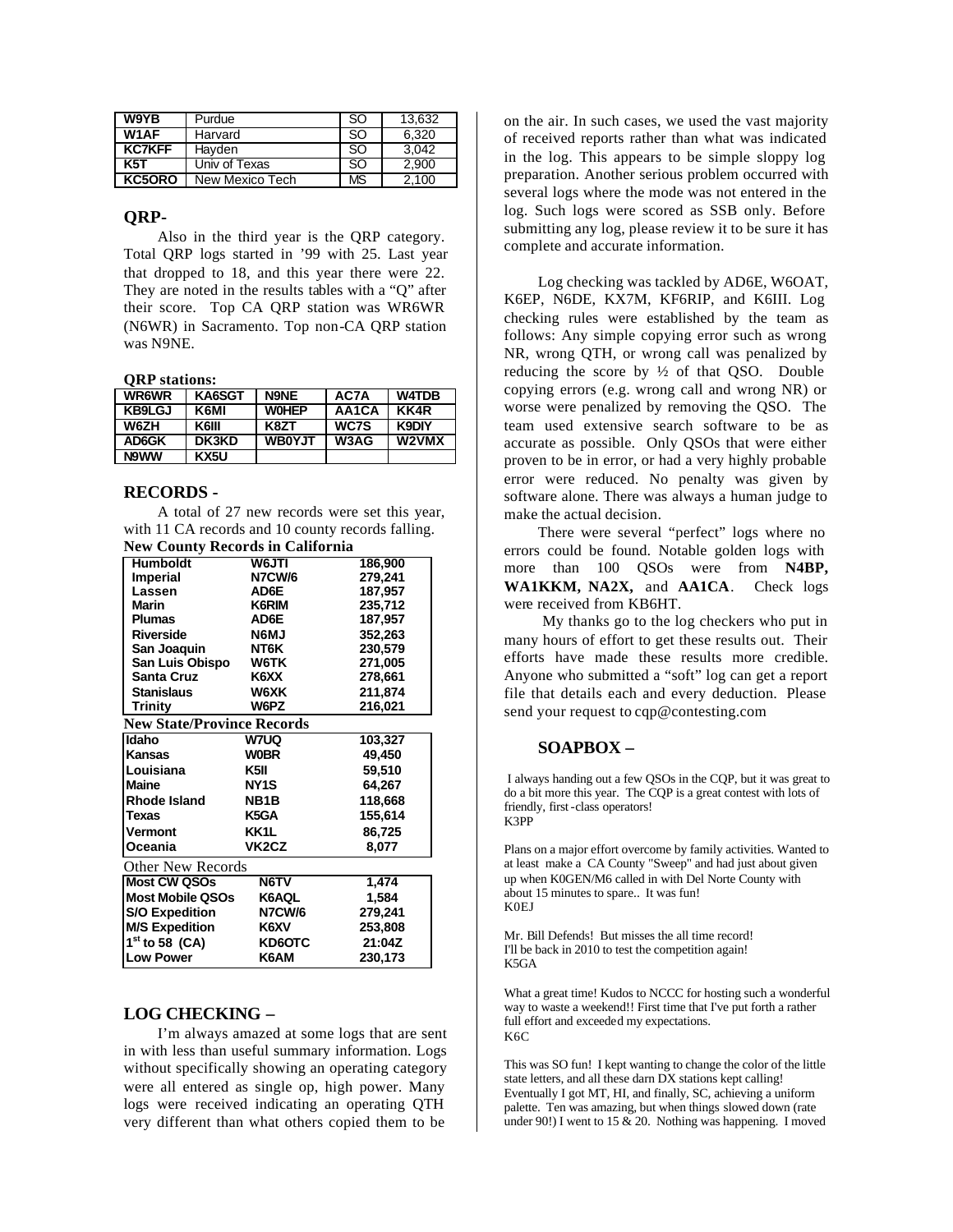| W9YB | Purdue | SO | 13,632 |
|---|---|---|---|
| W1AF | Harvard | SO | 6,320 |
| KC7KFF | Hayden | SO | 3,042 |
| K5T | Univ of Texas | SO | 2,900 |
| KC5ORO | New Mexico Tech | MS | 2,100 |

## QRP-

Also in the third year is the QRP category. Total QRP logs started in '99 with 25. Last year that dropped to 18, and this year there were 22. They are noted in the results tables with a "Q" after their score. Top CA QRP station was WR6WR (N6WR) in Sacramento. Top non-CA QRP station was N9NE.

**QRP stations:**

| WR6WR | KA6SGT | N9NE | AC7A | W4TDB |
|---|---|---|---|---|
| KB9LGJ | K6MI | W0HEP | AA1CA | KK4R |
| W6ZH | K6III | K8ZT | WC7S | K9DIY |
| AD6GK | DK3KD | WB0YJT | W3AG | W2VMX |
| N9WW | KX5U | | | |

## RECORDS -

A total of 27 new records were set this year, with 11 CA records and 10 county records falling.

**New County Records in California**

| Humboldt | W6JTI | 186,900 |
|---|---|---|
| Imperial | N7CW/6 | 279,241 |
| Lassen | AD6E | 187,957 |
| Marin | K6RIM | 235,712 |
| Plumas | AD6E | 187,957 |
| Riverside | N6MJ | 352,263 |
| San Joaquin | NT6K | 230,579 |
| San Luis Obispo | W6TK | 271,005 |
| Santa Cruz | K6XX | 278,661 |
| Stanislaus | W6XK | 211,874 |
| Trinity | W6PZ | 216,021 |

**New State/Province Records**

| Idaho | W7UQ | 103,327 |
|---|---|---|
| Kansas | W0BR | 49,450 |
| Louisiana | K5II | 59,510 |
| Maine | NY1S | 64,267 |
| Rhode Island | NB1B | 118,668 |
| Texas | K5GA | 155,614 |
| Vermont | KK1L | 86,725 |
| Oceania | VK2CZ | 8,077 |

Other New Records

| Most CW QSOs | N6TV | 1,474 |
|---|---|---|
| Most Mobile QSOs | K6AQL | 1,584 |
| S/O Expedition | N7CW/6 | 279,241 |
| M/S Expedition | K6XV | 253,808 |
| 1st to 58 (CA) | KD6OTC | 21:04Z |
| Low Power | K6AM | 230,173 |

## LOG CHECKING –

I'm always amazed at some logs that are sent in with less than useful summary information. Logs without specifically showing an operating category were all entered as single op, high power. Many logs were received indicating an operating QTH very different than what others copied them to be on the air. In such cases, we used the vast majority of received reports rather than what was indicated in the log. This appears to be simple sloppy log preparation. Another serious problem occurred with several logs where the mode was not entered in the log. Such logs were scored as SSB only. Before submitting any log, please review it to be sure it has complete and accurate information.

Log checking was tackled by AD6E, W6OAT, K6EP, N6DE, KX7M, KF6RIP, and K6III. Log checking rules were established by the team as follows: Any simple copying error such as wrong NR, wrong QTH, or wrong call was penalized by reducing the score by ½ of that QSO. Double copying errors (e.g. wrong call and wrong NR) or worse were penalized by removing the QSO. The team used extensive search software to be as accurate as possible. Only QSOs that were either proven to be in error, or had a very highly probable error were reduced. No penalty was given by software alone. There was always a human judge to make the actual decision.

There were several "perfect" logs where no errors could be found. Notable golden logs with more than 100 QSOs were from **N4BP, WA1KKM, NA2X,** and **AA1CA**. Check logs were received from KB6HT.

My thanks go to the log checkers who put in many hours of effort to get these results out. Their efforts have made these results more credible. Anyone who submitted a "soft" log can get a report file that details each and every deduction. Please send your request to cqp@contesting.com

## SOAPBOX –

I always handing out a few QSOs in the CQP, but it was great to do a bit more this year. The CQP is a great contest with lots of friendly, first-class operators!
K3PP

Plans on a major effort overcome by family activities. Wanted to at least make a CA County "Sweep" and had just about given up when K0GEN/M6 called in with Del Norte County with about 15 minutes to spare.. It was fun!
K0EJ

Mr. Bill Defends! But misses the all time record!
I'll be back in 2010 to test the competition again!
K5GA

What a great time! Kudos to NCCC for hosting such a wonderful way to waste a weekend!! First time that I've put forth a rather full effort and exceeded my expectations.
K6C

This was SO fun! I kept wanting to change the color of the little state letters, and all these darn DX stations kept calling! Eventually I got MT, HI, and finally, SC, achieving a uniform palette. Ten was amazing, but when things slowed down (rate under 90!) I went to 15 & 20. Nothing was happening. I moved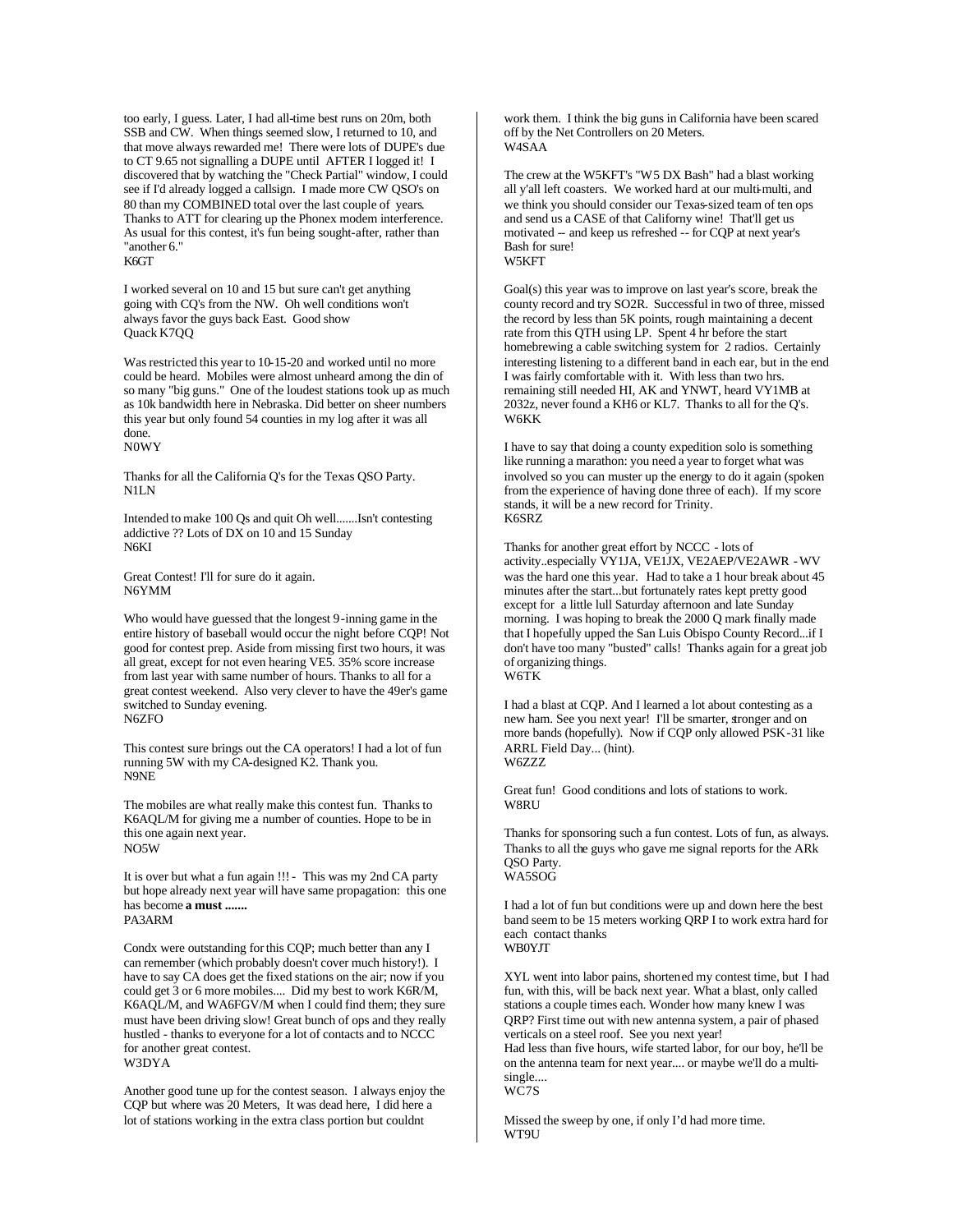too early, I guess. Later, I had all-time best runs on 20m, both SSB and CW. When things seemed slow, I returned to 10, and that move always rewarded me! There were lots of DUPE's due to CT 9.65 not signalling a DUPE until AFTER I logged it! I discovered that by watching the "Check Partial" window, I could see if I'd already logged a callsign. I made more CW QSO's on 80 than my COMBINED total over the last couple of years. Thanks to ATT for clearing up the Phonex modem interference. As usual for this contest, it's fun being sought-after, rather than "another 6."
K6GT

I worked several on 10 and 15 but sure can't get anything going with CQ's from the NW. Oh well conditions won't always favor the guys back East. Good show
Quack K7QQ

Was restricted this year to 10-15-20 and worked until no more could be heard. Mobiles were almost unheard among the din of so many "big guns." One of the loudest stations took up as much as 10k bandwidth here in Nebraska. Did better on sheer numbers this year but only found 54 counties in my log after it was all done.
N0WY

Thanks for all the California Q's for the Texas QSO Party.
N1LN

Intended to make 100 Qs and quit Oh well.......Isn't contesting addictive ?? Lots of DX on 10 and 15 Sunday
N6KI

Great Contest! I'll for sure do it again.
N6YMM

Who would have guessed that the longest 9-inning game in the entire history of baseball would occur the night before CQP! Not good for contest prep. Aside from missing first two hours, it was all great, except for not even hearing VE5. 35% score increase from last year with same number of hours. Thanks to all for a great contest weekend. Also very clever to have the 49er's game switched to Sunday evening.
N6ZFO

This contest sure brings out the CA operators! I had a lot of fun running 5W with my CA-designed K2. Thank you.
N9NE

The mobiles are what really make this contest fun. Thanks to K6AQL/M for giving me a number of counties. Hope to be in this one again next year.
NO5W

It is over but what a fun again !!! - This was my 2nd CA party but hope already next year will have same propagation: this one has become **a must .......**
PA3ARM

Condx were outstanding for this CQP; much better than any I can remember (which probably doesn't cover much history!). I have to say CA does get the fixed stations on the air; now if you could get 3 or 6 more mobiles.... Did my best to work K6R/M, K6AQL/M, and WA6FGV/M when I could find them; they sure must have been driving slow! Great bunch of ops and they really hustled - thanks to everyone for a lot of contacts and to NCCC for another great contest.
W3DYA

Another good tune up for the contest season. I always enjoy the CQP but where was 20 Meters, It was dead here, I did here a lot of stations working in the extra class portion but couldnt work them. I think the big guns in California have been scared off by the Net Controllers on 20 Meters.
W4SAA

The crew at the W5KFT's "W5 DX Bash" had a blast working all y'all left coasters. We worked hard at our multi-multi, and we think you should consider our Texas-sized team of ten ops and send us a CASE of that Californy wine! That'll get us motivated -- and keep us refreshed -- for CQP at next year's Bash for sure!
W5KFT

Goal(s) this year was to improve on last year's score, break the county record and try SO2R. Successful in two of three, missed the record by less than 5K points, rough maintaining a decent rate from this QTH using LP. Spent 4 hr before the start homebrewing a cable switching system for 2 radios. Certainly interesting listening to a different band in each ear, but in the end I was fairly comfortable with it. With less than two hrs. remaining still needed HI, AK and YNWT, heard VY1MB at 2032z, never found a KH6 or KL7. Thanks to all for the Q's.
W6KK

I have to say that doing a county expedition solo is something like running a marathon: you need a year to forget what was involved so you can muster up the energy to do it again (spoken from the experience of having done three of each). If my score stands, it will be a new record for Trinity.
K6SRZ

Thanks for another great effort by NCCC - lots of activity..especially VY1JA, VE1JX, VE2AEP/VE2AWR - WV was the hard one this year. Had to take a 1 hour break about 45 minutes after the start...but fortunately rates kept pretty good except for a little lull Saturday afternoon and late Sunday morning. I was hoping to break the 2000 Q mark finally made that I hopefully upped the San Luis Obispo County Record...if I don't have too many "busted" calls! Thanks again for a great job of organizing things.
W6TK

I had a blast at CQP. And I learned a lot about contesting as a new ham. See you next year! I'll be smarter, stronger and on more bands (hopefully). Now if CQP only allowed PSK-31 like ARRL Field Day... (hint).
W6ZZZ

Great fun! Good conditions and lots of stations to work.
W8RU

Thanks for sponsoring such a fun contest. Lots of fun, as always. Thanks to all the guys who gave me signal reports for the ARk QSO Party.
WA5SOG

I had a lot of fun but conditions were up and down here the best band seem to be 15 meters working QRP I to work extra hard for each contact thanks
WB0YJT

XYL went into labor pains, shortened my contest time, but I had fun, with this, will be back next year. What a blast, only called stations a couple times each. Wonder how many knew I was QRP? First time out with new antenna system, a pair of phased verticals on a steel roof. See you next year!
Had less than five hours, wife started labor, for our boy, he'll be on the antenna team for next year.... or maybe we'll do a multi-single....
WC7S

Missed the sweep by one, if only I'd had more time.
WT9U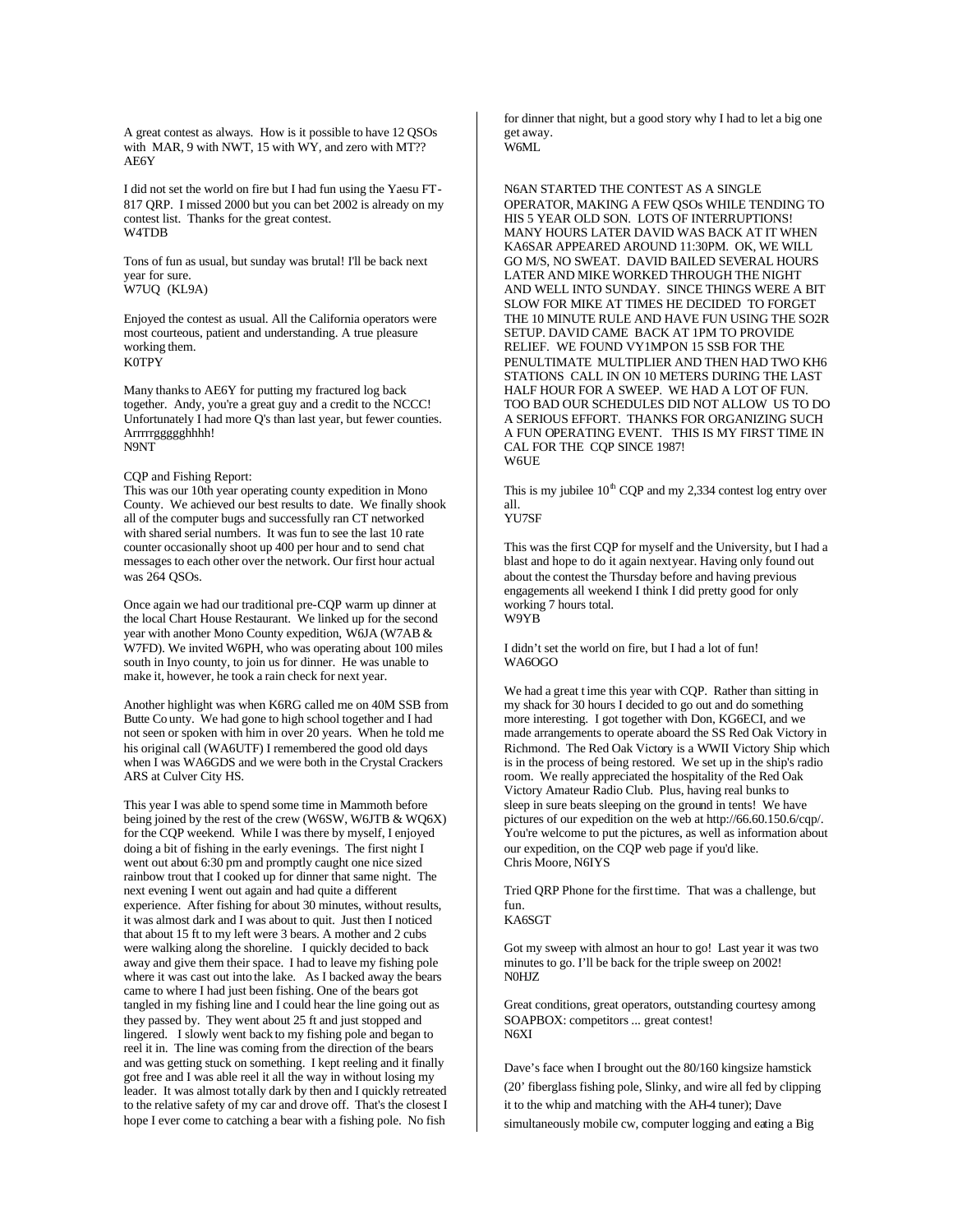A great contest as always. How is it possible to have 12 QSOs with MAR, 9 with NWT, 15 with WY, and zero with MT??
AE6Y

I did not set the world on fire but I had fun using the Yaesu FT-817 QRP. I missed 2000 but you can bet 2002 is already on my contest list. Thanks for the great contest.
W4TDB

Tons of fun as usual, but sunday was brutal! I'll be back next year for sure.
W7UQ (KL9A)

Enjoyed the contest as usual. All the California operators were most courteous, patient and understanding. A true pleasure working them.
K0TPY

Many thanks to AE6Y for putting my fractured log back together. Andy, you're a great guy and a credit to the NCCC! Unfortunately I had more Q's than last year, but fewer counties. Arrrrrgggggghhhh!
N9NT

CQP and Fishing Report:
This was our 10th year operating county expedition in Mono County. We achieved our best results to date. We finally shook all of the computer bugs and successfully ran CT networked with shared serial numbers. It was fun to see the last 10 rate counter occasionally shoot up 400 per hour and to send chat messages to each other over the network. Our first hour actual was 264 QSOs.

Once again we had our traditional pre-CQP warm up dinner at the local Chart House Restaurant. We linked up for the second year with another Mono County expedition, W6JA (W7AB & W7FD). We invited W6PH, who was operating about 100 miles south in Inyo county, to join us for dinner. He was unable to make it, however, he took a rain check for next year.

Another highlight was when K6RG called me on 40M SSB from Butte County. We had gone to high school together and I had not seen or spoken with him in over 20 years. When he told me his original call (WA6UTF) I remembered the good old days when I was WA6GDS and we were both in the Crystal Crackers ARS at Culver City HS.

This year I was able to spend some time in Mammoth before being joined by the rest of the crew (W6SW, W6JTB & WQ6X) for the CQP weekend. While I was there by myself, I enjoyed doing a bit of fishing in the early evenings. The first night I went out about 6:30 pm and promptly caught one nice sized rainbow trout that I cooked up for dinner that same night. The next evening I went out again and had quite a different experience. After fishing for about 30 minutes, without results, it was almost dark and I was about to quit. Just then I noticed that about 15 ft to my left were 3 bears. A mother and 2 cubs were walking along the shoreline. I quickly decided to back away and give them their space. I had to leave my fishing pole where it was cast out into the lake. As I backed away the bears came to where I had just been fishing. One of the bears got tangled in my fishing line and I could hear the line going out as they passed by. They went about 25 ft and just stopped and lingered. I slowly went back to my fishing pole and began to reel it in. The line was coming from the direction of the bears and was getting stuck on something. I kept reeling and it finally got free and I was able reel it all the way in without losing my leader. It was almost totally dark by then and I quickly retreated to the relative safety of my car and drove off. That's the closest I hope I ever come to catching a bear with a fishing pole. No fish for dinner that night, but a good story why I had to let a big one get away.
W6ML

N6AN STARTED THE CONTEST AS A SINGLE OPERATOR, MAKING A FEW QSOs WHILE TENDING TO HIS 5 YEAR OLD SON. LOTS OF INTERRUPTIONS! MANY HOURS LATER DAVID WAS BACK AT IT WHEN KA6SAR APPEARED AROUND 11:30PM. OK, WE WILL GO M/S, NO SWEAT. DAVID BAILED SEVERAL HOURS LATER AND MIKE WORKED THROUGH THE NIGHT AND WELL INTO SUNDAY. SINCE THINGS WERE A BIT SLOW FOR MIKE AT TIMES HE DECIDED TO FORGET THE 10 MINUTE RULE AND HAVE FUN USING THE SO2R SETUP. DAVID CAME BACK AT 1PM TO PROVIDE RELIEF. WE FOUND VY1MP ON 15 SSB FOR THE PENULTIMATE MULTIPLIER AND THEN HAD TWO KH6 STATIONS CALL IN ON 10 METERS DURING THE LAST HALF HOUR FOR A SWEEP. WE HAD A LOT OF FUN. TOO BAD OUR SCHEDULES DID NOT ALLOW US TO DO A SERIOUS EFFORT. THANKS FOR ORGANIZING SUCH A FUN OPERATING EVENT. THIS IS MY FIRST TIME IN CAL FOR THE CQP SINCE 1987!
W6UE

This is my jubilee 10th CQP and my 2,334 contest log entry over all.
YU7SF

This was the first CQP for myself and the University, but I had a blast and hope to do it again next year. Having only found out about the contest the Thursday before and having previous engagements all weekend I think I did pretty good for only working 7 hours total.
W9YB

I didn't set the world on fire, but I had a lot of fun!
WA6OGO

We had a great time this year with CQP. Rather than sitting in my shack for 30 hours I decided to go out and do something more interesting. I got together with Don, KG6ECI, and we made arrangements to operate aboard the SS Red Oak Victory in Richmond. The Red Oak Victory is a WWII Victory Ship which is in the process of being restored. We set up in the ship's radio room. We really appreciated the hospitality of the Red Oak Victory Amateur Radio Club. Plus, having real bunks to sleep in sure beats sleeping on the ground in tents! We have pictures of our expedition on the web at http://66.60.150.6/cqp/. You're welcome to put the pictures, as well as information about our expedition, on the CQP web page if you'd like.
Chris Moore, N6IYS

Tried QRP Phone for the first time. That was a challenge, but fun.
KA6SGT

Got my sweep with almost an hour to go! Last year it was two minutes to go. I'll be back for the triple sweep on 2002!
N0HJZ

Great conditions, great operators, outstanding courtesy among SOAPBOX: competitors ... great contest!
N6XI

Dave's face when I brought out the 80/160 kingsize hamstick (20' fiberglass fishing pole, Slinky, and wire all fed by clipping it to the whip and matching with the AH-4 tuner); Dave simultaneously mobile cw, computer logging and eating a Big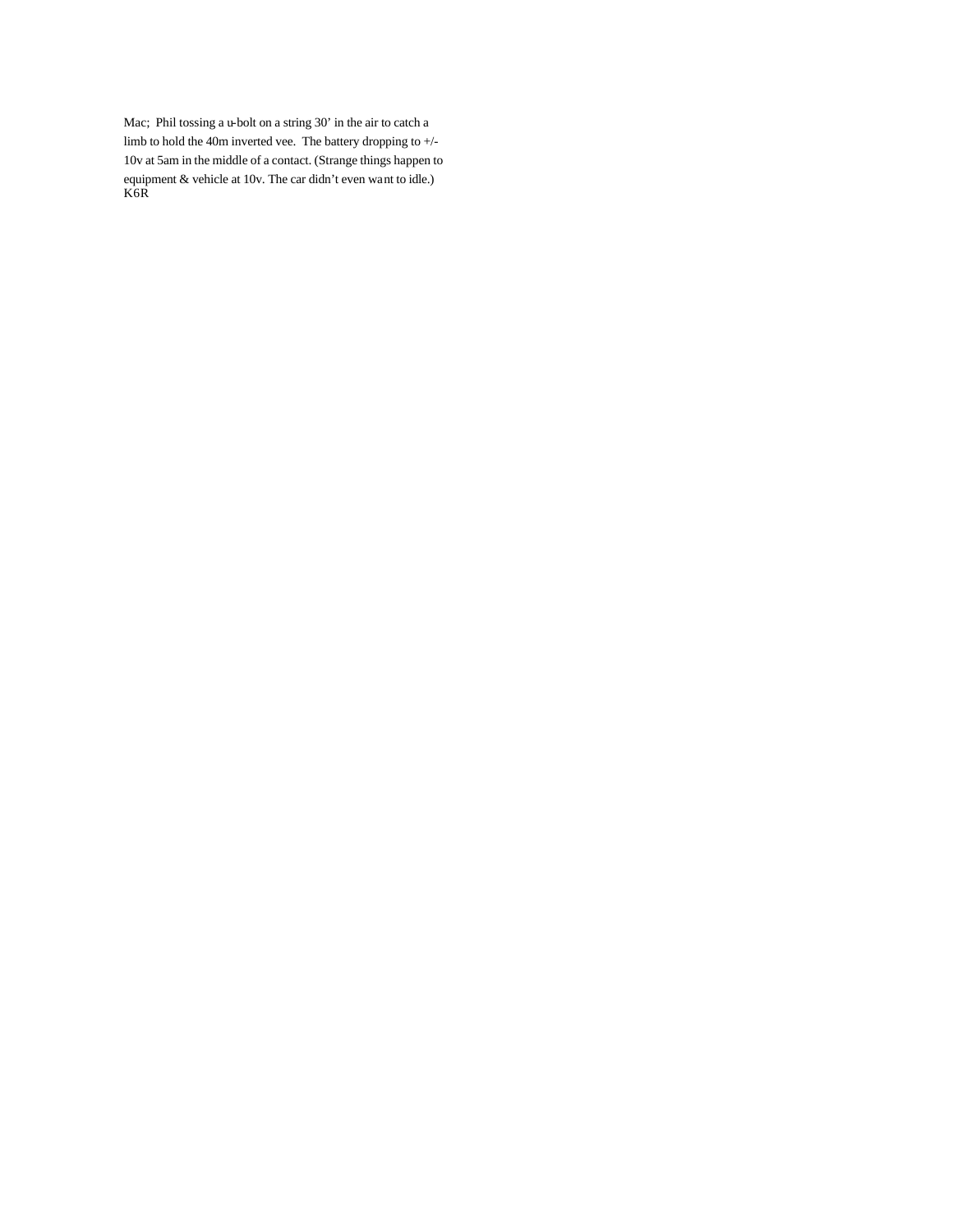Mac; Phil tossing a u-bolt on a string 30' in the air to catch a limb to hold the 40m inverted vee. The battery dropping to +/- 10v at 5am in the middle of a contact. (Strange things happen to equipment & vehicle at 10v. The car didn't even want to idle.)
K6R